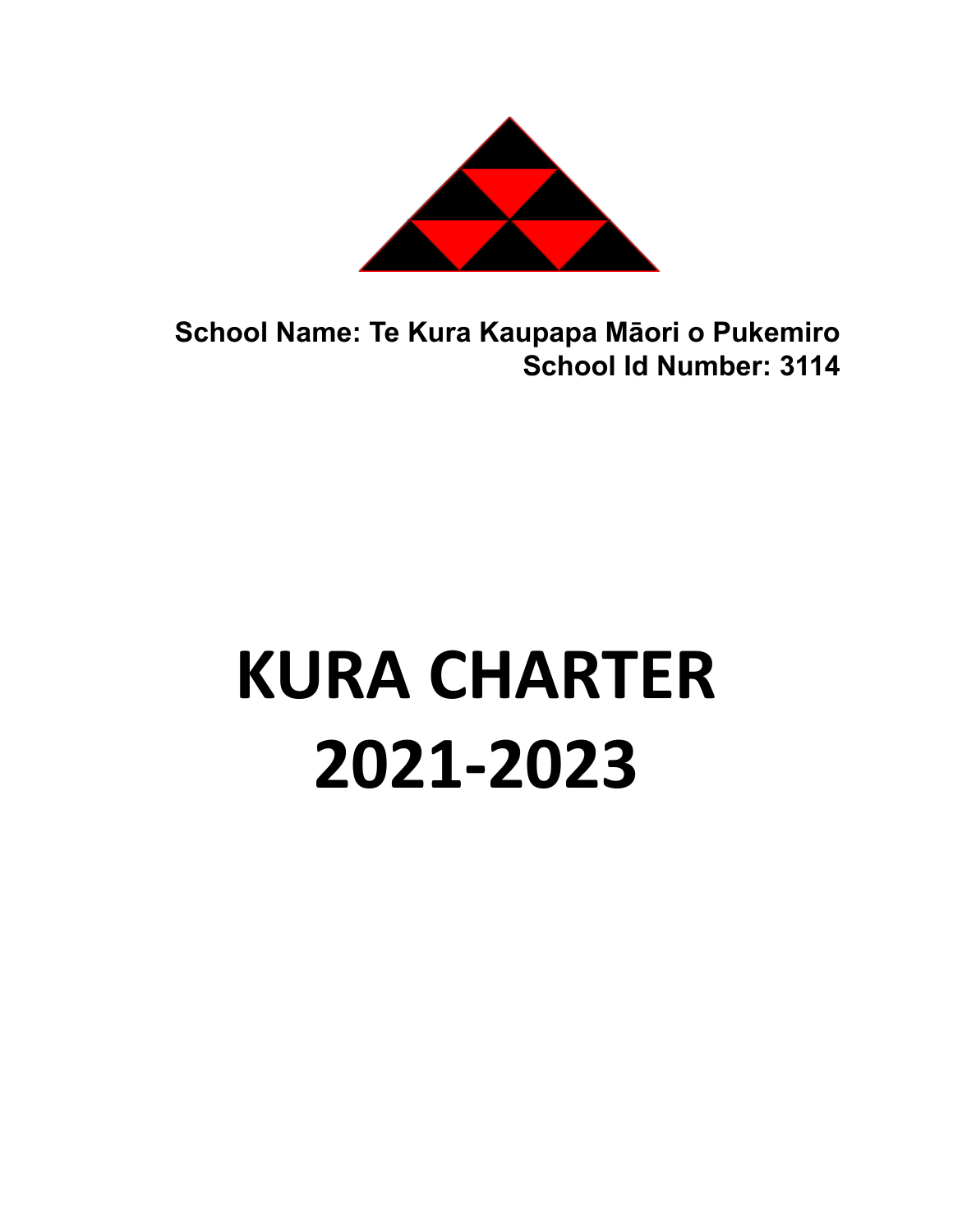**School Name: Te Kura Kaupapa Māori o Pukemiro**
**School Id Number: 3114**

# KURA CHARTER 2021-2023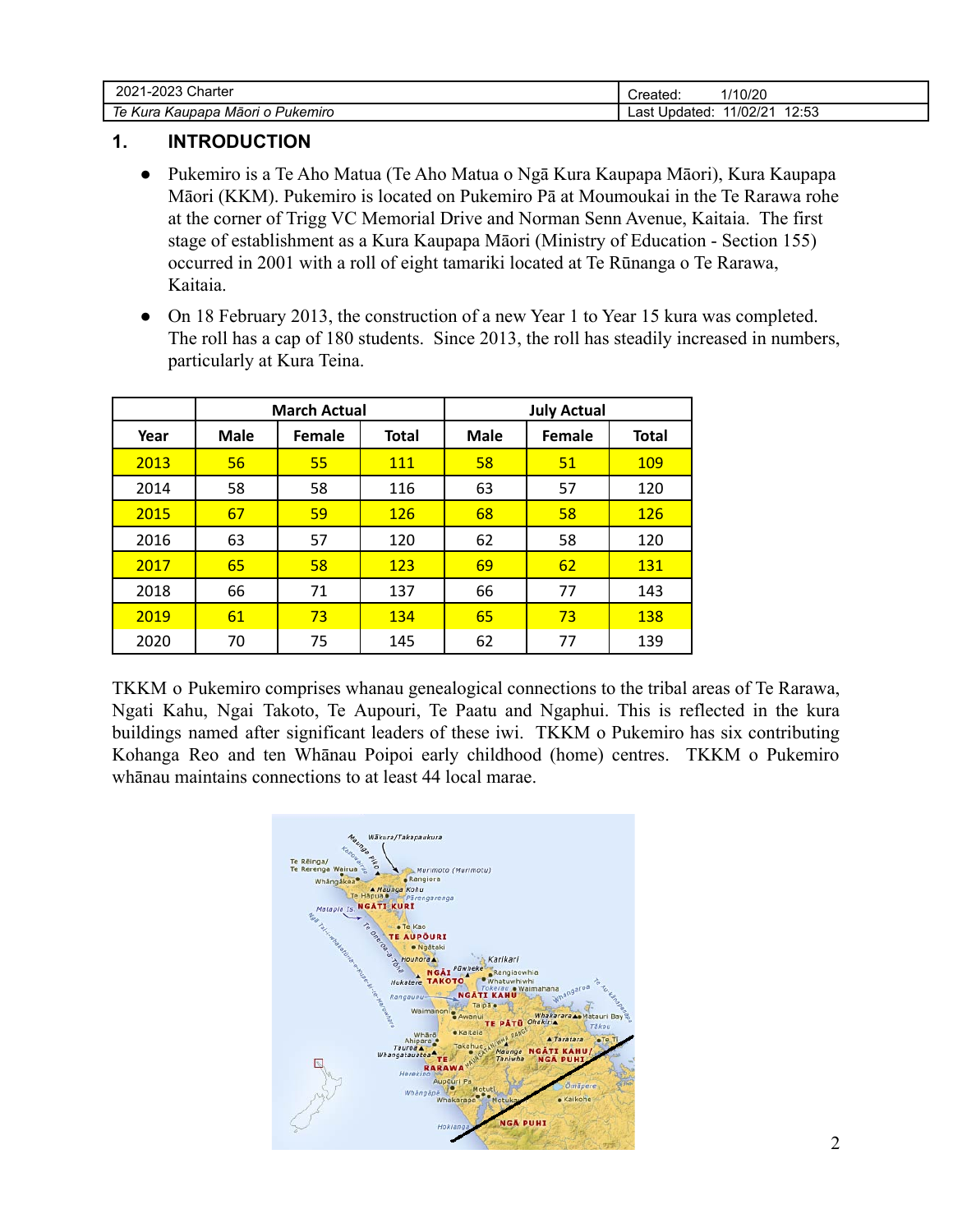## 1. INTRODUCTION

- Pukemiro is a Te Aho Matua (Te Aho Matua o Ngā Kura Kaupapa Māori), Kura Kaupapa Māori (KKM). Pukemiro is located on Pukemiro Pā at Moumoukai in the Te Rarawa rohe at the corner of Trigg VC Memorial Drive and Norman Senn Avenue, Kaitaia. The first stage of establishment as a Kura Kaupapa Māori (Ministry of Education - Section 155) occurred in 2001 with a roll of eight tamariki located at Te Rūnanga o Te Rarawa, Kaitaia.
- On 18 February 2013, the construction of a new Year 1 to Year 15 kura was completed. The roll has a cap of 180 students. Since 2013, the roll has steadily increased in numbers, particularly at Kura Teina.

| | March Actual | | | July Actual | | |
|---|---|---|---|---|---|---|
| **Year** | **Male** | **Female** | **Total** | **Male** | **Female** | **Total** |
| 2013 | 56 | 55 | 111 | 58 | 51 | 109 |
| 2014 | 58 | 58 | 116 | 63 | 57 | 120 |
| 2015 | 67 | 59 | 126 | 68 | 58 | 126 |
| 2016 | 63 | 57 | 120 | 62 | 58 | 120 |
| 2017 | 65 | 58 | 123 | 69 | 62 | 131 |
| 2018 | 66 | 71 | 137 | 66 | 77 | 143 |
| 2019 | 61 | 73 | 134 | 65 | 73 | 138 |
| 2020 | 70 | 75 | 145 | 62 | 77 | 139 |

TKKM o Pukemiro comprises whanau genealogical connections to the tribal areas of Te Rarawa, Ngati Kahu, Ngai Takoto, Te Aupouri, Te Paatu and Ngaphui. This is reflected in the kura buildings named after significant leaders of these iwi. TKKM o Pukemiro has six contributing Kohanga Reo and ten Whānau Poipoi early childhood (home) centres. TKKM o Pukemiro whānau maintains connections to at least 44 local marae.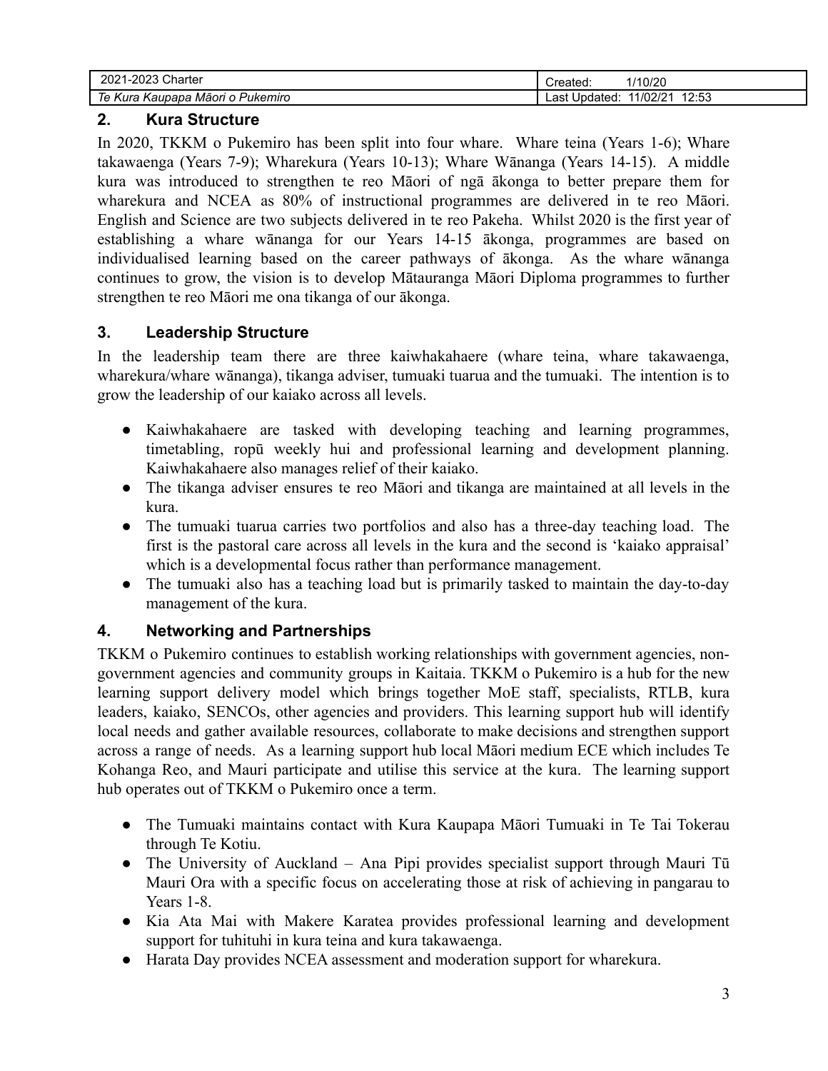## 2. Kura Structure

In 2020, TKKM o Pukemiro has been split into four whare. Whare teina (Years 1-6); Whare takawaenga (Years 7-9); Wharekura (Years 10-13); Whare Wānanga (Years 14-15). A middle kura was introduced to strengthen te reo Māori of ngā ākonga to better prepare them for wharekura and NCEA as 80% of instructional programmes are delivered in te reo Māori. English and Science are two subjects delivered in te reo Pakeha. Whilst 2020 is the first year of establishing a whare wānanga for our Years 14-15 ākonga, programmes are based on individualised learning based on the career pathways of ākonga. As the whare wānanga continues to grow, the vision is to develop Mātauranga Māori Diploma programmes to further strengthen te reo Māori me ona tikanga of our ākonga.

## 3. Leadership Structure

In the leadership team there are three kaiwhakahaere (whare teina, whare takawaenga, wharekura/whare wānanga), tikanga adviser, tumuaki tuarua and the tumuaki. The intention is to grow the leadership of our kaiako across all levels.

- Kaiwhakahaere are tasked with developing teaching and learning programmes, timetabling, ropū weekly hui and professional learning and development planning. Kaiwhakahaere also manages relief of their kaiako.
- The tikanga adviser ensures te reo Māori and tikanga are maintained at all levels in the kura.
- The tumuaki tuarua carries two portfolios and also has a three-day teaching load. The first is the pastoral care across all levels in the kura and the second is 'kaiako appraisal' which is a developmental focus rather than performance management.
- The tumuaki also has a teaching load but is primarily tasked to maintain the day-to-day management of the kura.

## 4. Networking and Partnerships

TKKM o Pukemiro continues to establish working relationships with government agencies, non-government agencies and community groups in Kaitaia. TKKM o Pukemiro is a hub for the new learning support delivery model which brings together MoE staff, specialists, RTLB, kura leaders, kaiako, SENCOs, other agencies and providers. This learning support hub will identify local needs and gather available resources, collaborate to make decisions and strengthen support across a range of needs. As a learning support hub local Māori medium ECE which includes Te Kohanga Reo, and Mauri participate and utilise this service at the kura. The learning support hub operates out of TKKM o Pukemiro once a term.

- The Tumuaki maintains contact with Kura Kaupapa Māori Tumuaki in Te Tai Tokerau through Te Kotiu.
- The University of Auckland – Ana Pipi provides specialist support through Mauri Tū Mauri Ora with a specific focus on accelerating those at risk of achieving in pangarau to Years 1-8.
- Kia Ata Mai with Makere Karatea provides professional learning and development support for tuhituhi in kura teina and kura takawaenga.
- Harata Day provides NCEA assessment and moderation support for wharekura.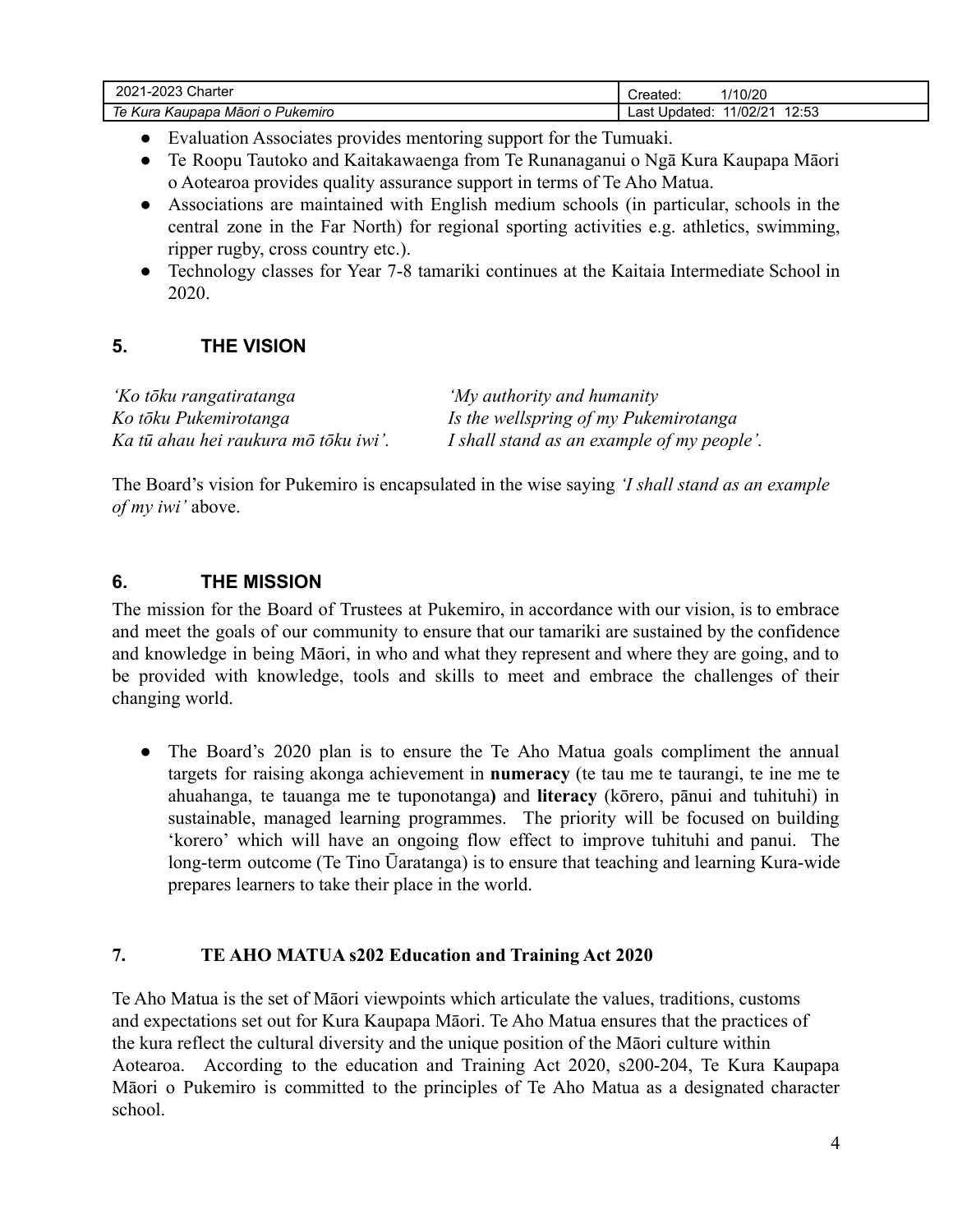- Evaluation Associates provides mentoring support for the Tumuaki.
- Te Roopu Tautoko and Kaitakawaenga from Te Runanaganui o Ngā Kura Kaupapa Māori o Aotearoa provides quality assurance support in terms of Te Aho Matua.
- Associations are maintained with English medium schools (in particular, schools in the central zone in the Far North) for regional sporting activities e.g. athletics, swimming, ripper rugby, cross country etc.).
- Technology classes for Year 7-8 tamariki continues at the Kaitaia Intermediate School in 2020.

## 5. THE VISION

| | |
|---|---|
| *'Ko tōku rangatiratanga* | *'My authority and humanity* |
| *Ko tōku Pukemirotanga* | *Is the wellspring of my Pukemirotanga* |
| *Ka tū ahau hei raukura mō tōku iwi'.* | *I shall stand as an example of my people'.* |

The Board's vision for Pukemiro is encapsulated in the wise saying *'I shall stand as an example of my iwi'* above.

## 6. THE MISSION

The mission for the Board of Trustees at Pukemiro, in accordance with our vision, is to embrace and meet the goals of our community to ensure that our tamariki are sustained by the confidence and knowledge in being Māori, in who and what they represent and where they are going, and to be provided with knowledge, tools and skills to meet and embrace the challenges of their changing world.

- The Board's 2020 plan is to ensure the Te Aho Matua goals compliment the annual targets for raising akonga achievement in **numeracy** (te tau me te taurangi, te ine me te ahuahanga, te tauanga me te tuponotanga**)** and **literacy** (kōrero, pānui and tuhituhi) in sustainable, managed learning programmes. The priority will be focused on building 'korero' which will have an ongoing flow effect to improve tuhituhi and panui. The long-term outcome (Te Tino Ūaratanga) is to ensure that teaching and learning Kura-wide prepares learners to take their place in the world.

## 7. TE AHO MATUA s202 Education and Training Act 2020

Te Aho Matua is the set of Māori viewpoints which articulate the values, traditions, customs and expectations set out for Kura Kaupapa Māori. Te Aho Matua ensures that the practices of the kura reflect the cultural diversity and the unique position of the Māori culture within Aotearoa. According to the education and Training Act 2020, s200-204, Te Kura Kaupapa Māori o Pukemiro is committed to the principles of Te Aho Matua as a designated character school.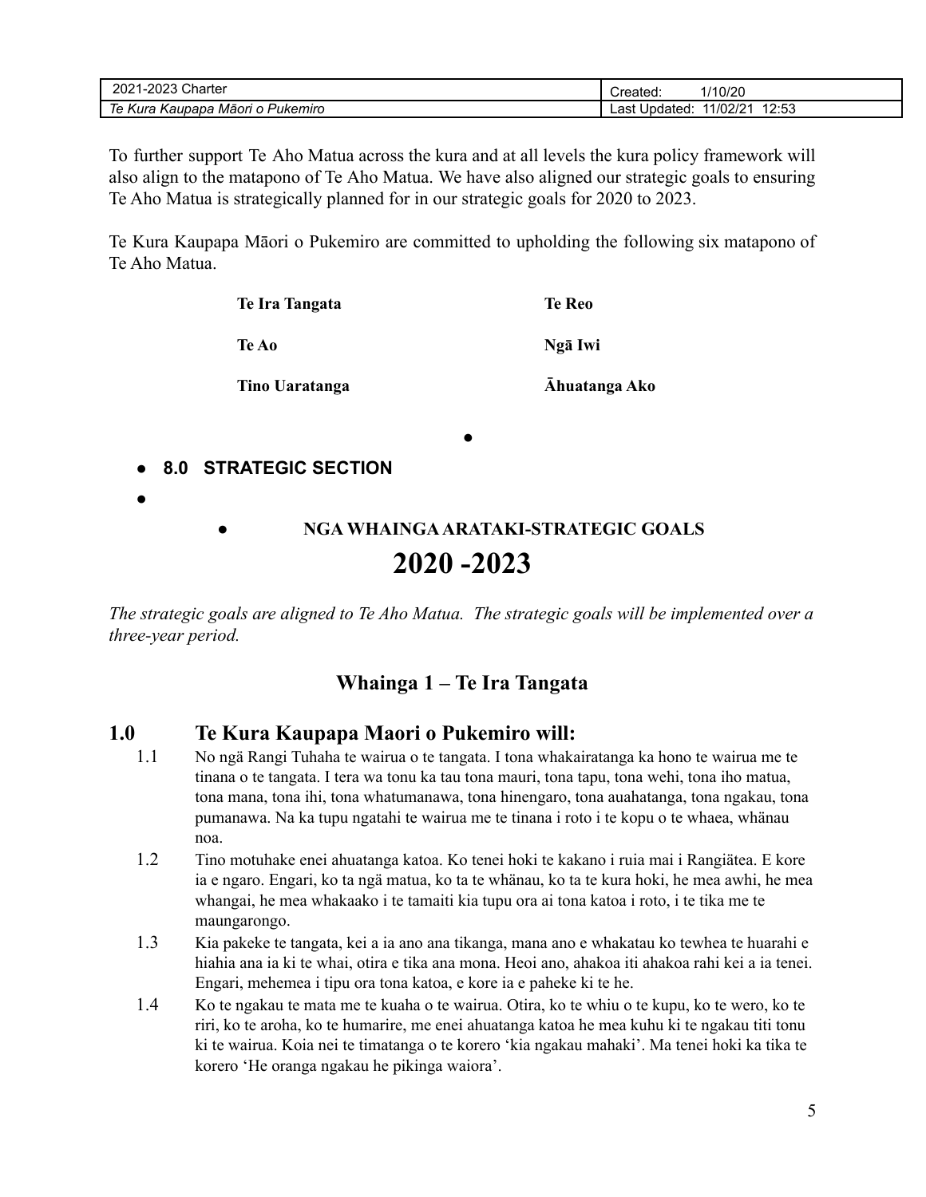To further support Te Aho Matua across the kura and at all levels the kura policy framework will also align to the matapono of Te Aho Matua. We have also aligned our strategic goals to ensuring Te Aho Matua is strategically planned for in our strategic goals for 2020 to 2023.

Te Kura Kaupapa Māori o Pukemiro are committed to upholding the following six matapono of Te Aho Matua.

| | |
|---|---|
| **Te Ira Tangata** | **Te Reo** |
| **Te Ao** | **Ngā Iwi** |
| **Tino Uaratanga** | **Āhuatanga Ako** |

- **8.0 STRATEGIC SECTION**

## NGA WHAINGA ARATAKI-STRATEGIC GOALS

# 2020 -2023

*The strategic goals are aligned to Te Aho Matua. The strategic goals will be implemented over a three-year period.*

## Whainga 1 – Te Ira Tangata

## 1.0 Te Kura Kaupapa Maori o Pukemiro will:

1.1 No ngä Rangi Tuhaha te wairua o te tangata. I tona whakairatanga ka hono te wairua me te tinana o te tangata. I tera wa tonu ka tau tona mauri, tona tapu, tona wehi, tona iho matua, tona mana, tona ihi, tona whatumanawa, tona hinengaro, tona auahatanga, tona ngakau, tona pumanawa. Na ka tupu ngatahi te wairua me te tinana i roto i te kopu o te whaea, whänau noa.

1.2 Tino motuhake enei ahuatanga katoa. Ko tenei hoki te kakano i ruia mai i Rangiätea. E kore ia e ngaro. Engari, ko ta ngä matua, ko ta te whänau, ko ta te kura hoki, he mea awhi, he mea whangai, he mea whakaako i te tamaiti kia tupu ora ai tona katoa i roto, i te tika me te maungarongo.

1.3 Kia pakeke te tangata, kei a ia ano ana tikanga, mana ano e whakatau ko tewhea te huarahi e hiahia ana ia ki te whai, otira e tika ana mona. Heoi ano, ahakoa iti ahakoa rahi kei a ia tenei. Engari, mehemea i tipu ora tona katoa, e kore ia e paheke ki te he.

1.4 Ko te ngakau te mata me te kuaha o te wairua. Otira, ko te whiu o te kupu, ko te wero, ko te riri, ko te aroha, ko te humarire, me enei ahuatanga katoa he mea kuhu ki te ngakau titi tonu ki te wairua. Koia nei te timatanga o te korero 'kia ngakau mahaki'. Ma tenei hoki ka tika te korero 'He oranga ngakau he pikinga waiora'.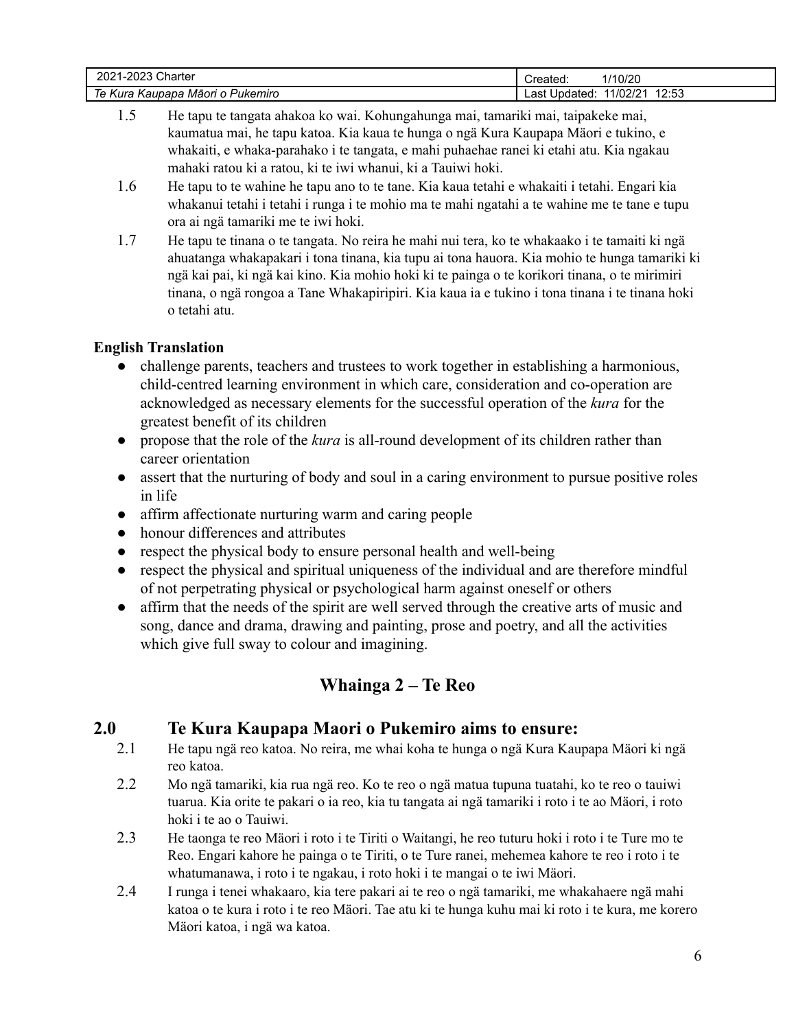1.5 He tapu te tangata ahakoa ko wai. Kohungahunga mai, tamariki mai, taipakeke mai, kaumatua mai, he tapu katoa. Kia kaua te hunga o ngä Kura Kaupapa Mäori e tukino, e whakaiti, e whaka-parahako i te tangata, e mahi puhaehae ranei ki etahi atu. Kia ngakau mahaki ratou ki a ratou, ki te iwi whanui, ki a Tauiwi hoki.

1.6 He tapu to te wahine he tapu ano to te tane. Kia kaua tetahi e whakaiti i tetahi. Engari kia whakanui tetahi i tetahi i runga i te mohio ma te mahi ngatahi a te wahine me te tane e tupu ora ai ngä tamariki me te iwi hoki.

1.7 He tapu te tinana o te tangata. No reira he mahi nui tera, ko te whakaako i te tamaiti ki ngä ahuatanga whakapakari i tona tinana, kia tupu ai tona hauora. Kia mohio te hunga tamariki ki ngä kai pai, ki ngä kai kino. Kia mohio hoki ki te painga o te korikori tinana, o te mirimiri tinana, o ngä rongoa a Tane Whakapiripiri. Kia kaua ia e tukino i tona tinana i te tinana hoki o tetahi atu.

**English Translation**

- challenge parents, teachers and trustees to work together in establishing a harmonious, child-centred learning environment in which care, consideration and co-operation are acknowledged as necessary elements for the successful operation of the *kura* for the greatest benefit of its children
- propose that the role of the *kura* is all-round development of its children rather than career orientation
- assert that the nurturing of body and soul in a caring environment to pursue positive roles in life
- affirm affectionate nurturing warm and caring people
- honour differences and attributes
- respect the physical body to ensure personal health and well-being
- respect the physical and spiritual uniqueness of the individual and are therefore mindful of not perpetrating physical or psychological harm against oneself or others
- affirm that the needs of the spirit are well served through the creative arts of music and song, dance and drama, drawing and painting, prose and poetry, and all the activities which give full sway to colour and imagining.

## Whainga 2 – Te Reo

### 2.0 Te Kura Kaupapa Maori o Pukemiro aims to ensure:

2.1 He tapu ngä reo katoa. No reira, me whai koha te hunga o ngä Kura Kaupapa Mäori ki ngä reo katoa.

2.2 Mo ngä tamariki, kia rua ngä reo. Ko te reo o ngä matua tupuna tuatahi, ko te reo o tauiwi tuarua. Kia orite te pakari o ia reo, kia tu tangata ai ngä tamariki i roto i te ao Mäori, i roto hoki i te ao o Tauiwi.

2.3 He taonga te reo Mäori i roto i te Tiriti o Waitangi, he reo tuturu hoki i roto i te Ture mo te Reo. Engari kahore he painga o te Tiriti, o te Ture ranei, mehemea kahore te reo i roto i te whatumanawa, i roto i te ngakau, i roto hoki i te mangai o te iwi Mäori.

2.4 I runga i tenei whakaaro, kia tere pakari ai te reo o ngä tamariki, me whakahaere ngä mahi katoa o te kura i roto i te reo Mäori. Tae atu ki te hunga kuhu mai ki roto i te kura, me korero Mäori katoa, i ngä wa katoa.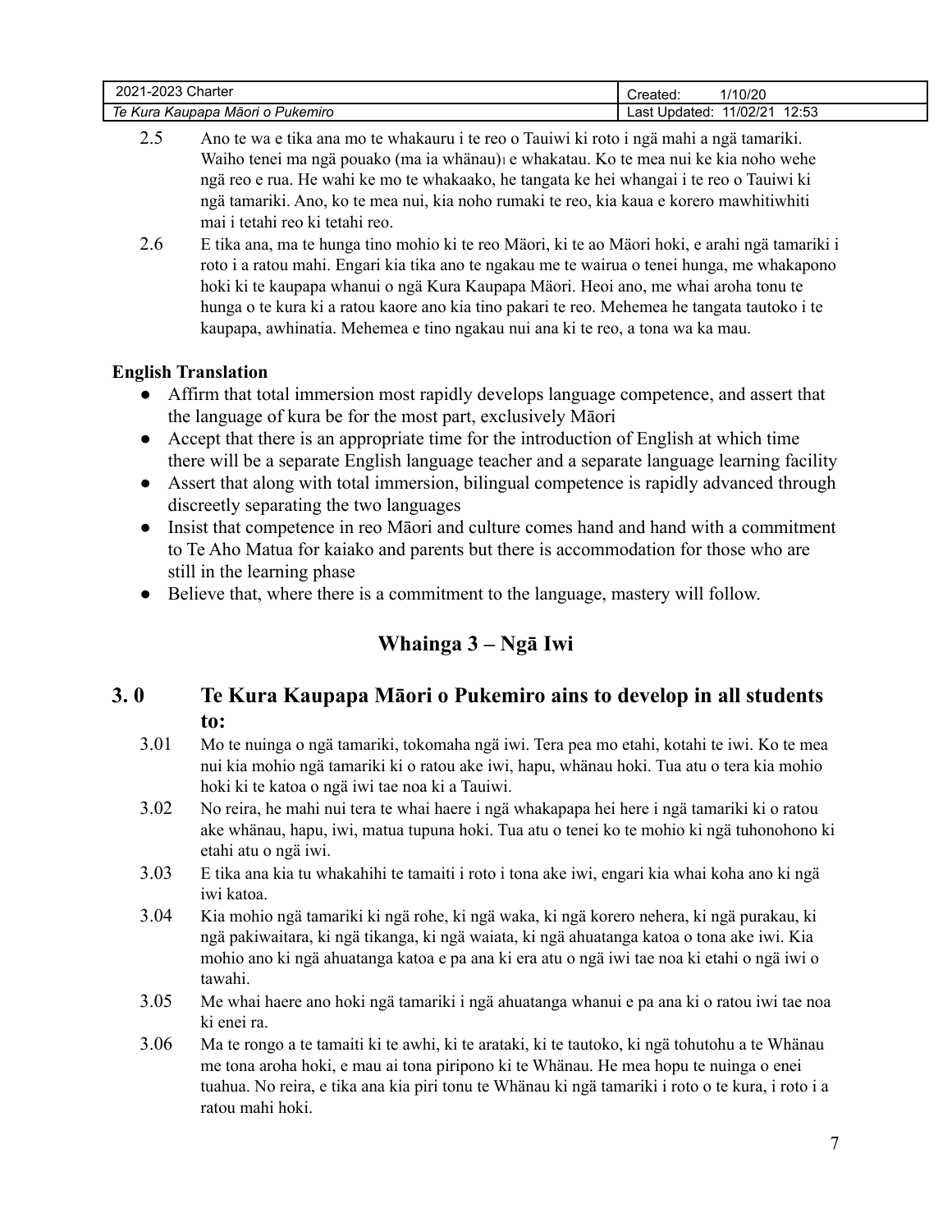2.5 Ano te wa e tika ana mo te whakauru i te reo o Tauiwi ki roto i ngä mahi a ngä tamariki. Waiho tenei ma ngä pouako (ma ia whänau)ı e whakatau. Ko te mea nui ke kia noho wehe ngä reo e rua. He wahi ke mo te whakaako, he tangata ke hei whangai i te reo o Tauiwi ki ngä tamariki. Ano, ko te mea nui, kia noho rumaki te reo, kia kaua e korero mawhitiwhiti mai i tetahi reo ki tetahi reo.

2.6 E tika ana, ma te hunga tino mohio ki te reo Mäori, ki te ao Mäori hoki, e arahi ngä tamariki i roto i a ratou mahi. Engari kia tika ano te ngakau me te wairua o tenei hunga, me whakapono hoki ki te kaupapa whanui o ngä Kura Kaupapa Mäori. Heoi ano, me whai aroha tonu te hunga o te kura ki a ratou kaore ano kia tino pakari te reo. Mehemea he tangata tautoko i te kaupapa, awhinatia. Mehemea e tino ngakau nui ana ki te reo, a tona wa ka mau.

**English Translation**

- Affirm that total immersion most rapidly develops language competence, and assert that the language of kura be for the most part, exclusively Māori
- Accept that there is an appropriate time for the introduction of English at which time there will be a separate English language teacher and a separate language learning facility
- Assert that along with total immersion, bilingual competence is rapidly advanced through discreetly separating the two languages
- Insist that competence in reo Māori and culture comes hand and hand with a commitment to Te Aho Matua for kaiako and parents but there is accommodation for those who are still in the learning phase
- Believe that, where there is a commitment to the language, mastery will follow.

## Whainga 3 – Ngā Iwi

## 3. 0 Te Kura Kaupapa Māori o Pukemiro ains to develop in all students to:

3.01 Mo te nuinga o ngä tamariki, tokomaha ngä iwi. Tera pea mo etahi, kotahi te iwi. Ko te mea nui kia mohio ngä tamariki ki o ratou ake iwi, hapu, whänau hoki. Tua atu o tera kia mohio hoki ki te katoa o ngä iwi tae noa ki a Tauiwi.

3.02 No reira, he mahi nui tera te whai haere i ngä whakapapa hei here i ngä tamariki ki o ratou ake whänau, hapu, iwi, matua tupuna hoki. Tua atu o tenei ko te mohio ki ngä tuhonohono ki etahi atu o ngä iwi.

3.03 E tika ana kia tu whakahihi te tamaiti i roto i tona ake iwi, engari kia whai koha ano ki ngä iwi katoa.

3.04 Kia mohio ngä tamariki ki ngä rohe, ki ngä waka, ki ngä korero nehera, ki ngä purakau, ki ngä pakiwaitara, ki ngä tikanga, ki ngä waiata, ki ngä ahuatanga katoa o tona ake iwi. Kia mohio ano ki ngä ahuatanga katoa e pa ana ki era atu o ngä iwi tae noa ki etahi o ngä iwi o tawahi.

3.05 Me whai haere ano hoki ngä tamariki i ngä ahuatanga whanui e pa ana ki o ratou iwi tae noa ki enei ra.

3.06 Ma te rongo a te tamaiti ki te awhi, ki te arataki, ki te tautoko, ki ngä tohutohu a te Whänau me tona aroha hoki, e mau ai tona piripono ki te Whänau. He mea hopu te nuinga o enei tuahua. No reira, e tika ana kia piri tonu te Whänau ki ngä tamariki i roto o te kura, i roto i a ratou mahi hoki.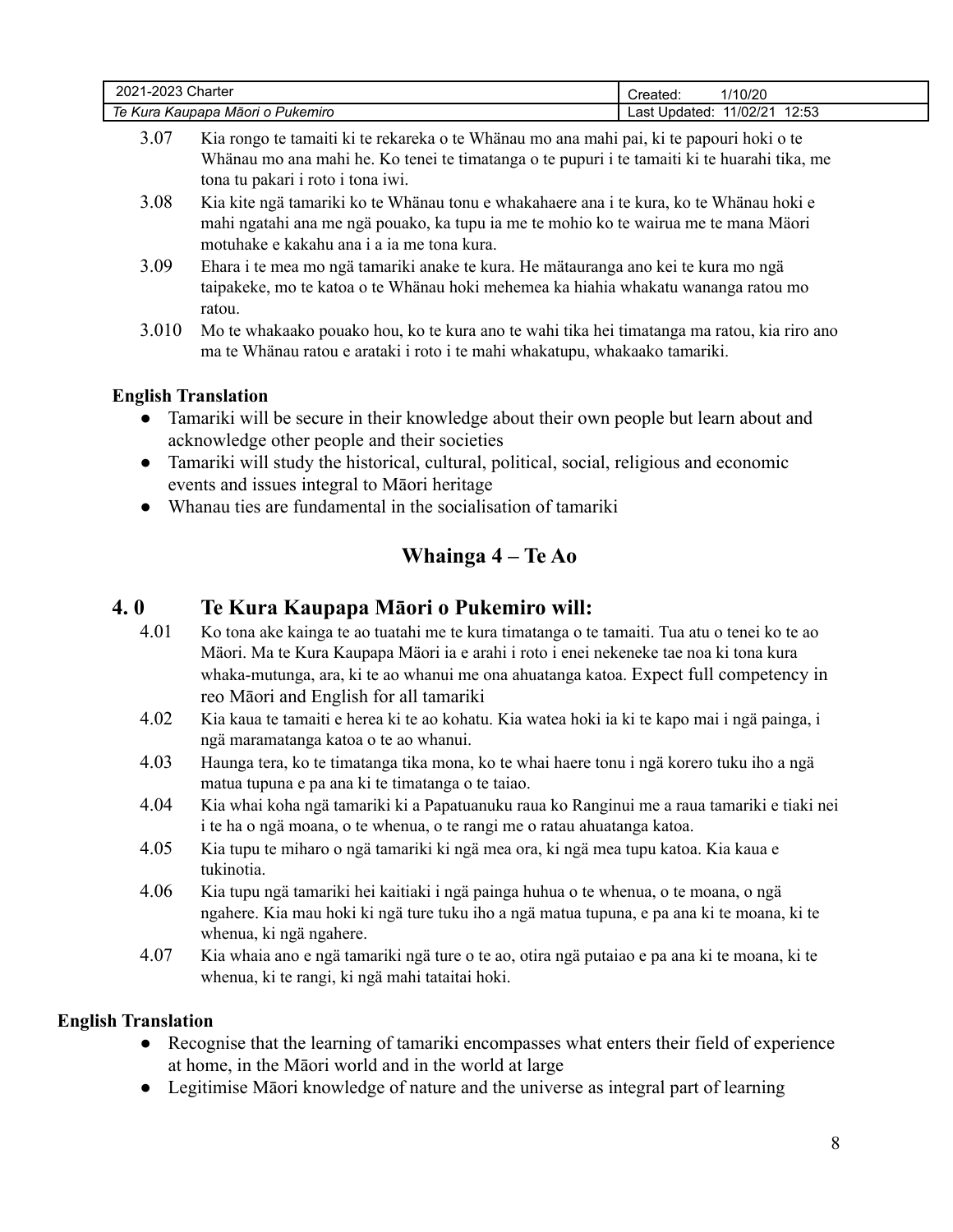3.07 Kia rongo te tamaiti ki te rekareka o te Whänau mo ana mahi pai, ki te papouri hoki o te Whänau mo ana mahi he. Ko tenei te timatanga o te pupuri i te tamaiti ki te huarahi tika, me tona tu pakari i roto i tona iwi.

3.08 Kia kite ngä tamariki ko te Whänau tonu e whakahaere ana i te kura, ko te Whänau hoki e mahi ngatahi ana me ngä pouako, ka tupu ia me te mohio ko te wairua me te mana Mäori motuhake e kakahu ana i a ia me tona kura.

3.09 Ehara i te mea mo ngä tamariki anake te kura. He mätauranga ano kei te kura mo ngä taipakeke, mo te katoa o te Whänau hoki mehemea ka hiahia whakatu wananga ratou mo ratou.

3.010 Mo te whakaako pouako hou, ko te kura ano te wahi tika hei timatanga ma ratou, kia riro ano ma te Whänau ratou e arataki i roto i te mahi whakatupu, whakaako tamariki.

**English Translation**

- Tamariki will be secure in their knowledge about their own people but learn about and acknowledge other people and their societies
- Tamariki will study the historical, cultural, political, social, religious and economic events and issues integral to Māori heritage
- Whanau ties are fundamental in the socialisation of tamariki

## Whainga 4 – Te Ao

### 4. 0 Te Kura Kaupapa Māori o Pukemiro will:

4.01 Ko tona ake kainga te ao tuatahi me te kura timatanga o te tamaiti. Tua atu o tenei ko te ao Mäori. Ma te Kura Kaupapa Mäori ia e arahi i roto i enei nekeneke tae noa ki tona kura whaka-mutunga, ara, ki te ao whanui me ona ahuatanga katoa. Expect full competency in reo Māori and English for all tamariki

4.02 Kia kaua te tamaiti e herea ki te ao kohatu. Kia watea hoki ia ki te kapo mai i ngä painga, i ngä maramatanga katoa o te ao whanui.

4.03 Haunga tera, ko te timatanga tika mona, ko te whai haere tonu i ngä korero tuku iho a ngä matua tupuna e pa ana ki te timatanga o te taiao.

4.04 Kia whai koha ngä tamariki ki a Papatuanuku raua ko Ranginui me a raua tamariki e tiaki nei i te ha o ngä moana, o te whenua, o te rangi me o ratau ahuatanga katoa.

4.05 Kia tupu te miharo o ngä tamariki ki ngä mea ora, ki ngä mea tupu katoa. Kia kaua e tukinotia.

4.06 Kia tupu ngä tamariki hei kaitiaki i ngä painga huhua o te whenua, o te moana, o ngä ngahere. Kia mau hoki ki ngä ture tuku iho a ngä matua tupuna, e pa ana ki te moana, ki te whenua, ki ngä ngahere.

4.07 Kia whaia ano e ngä tamariki ngä ture o te ao, otira ngä putaiao e pa ana ki te moana, ki te whenua, ki te rangi, ki ngä mahi tataitai hoki.

**English Translation**

- Recognise that the learning of tamariki encompasses what enters their field of experience at home, in the Māori world and in the world at large
- Legitimise Māori knowledge of nature and the universe as integral part of learning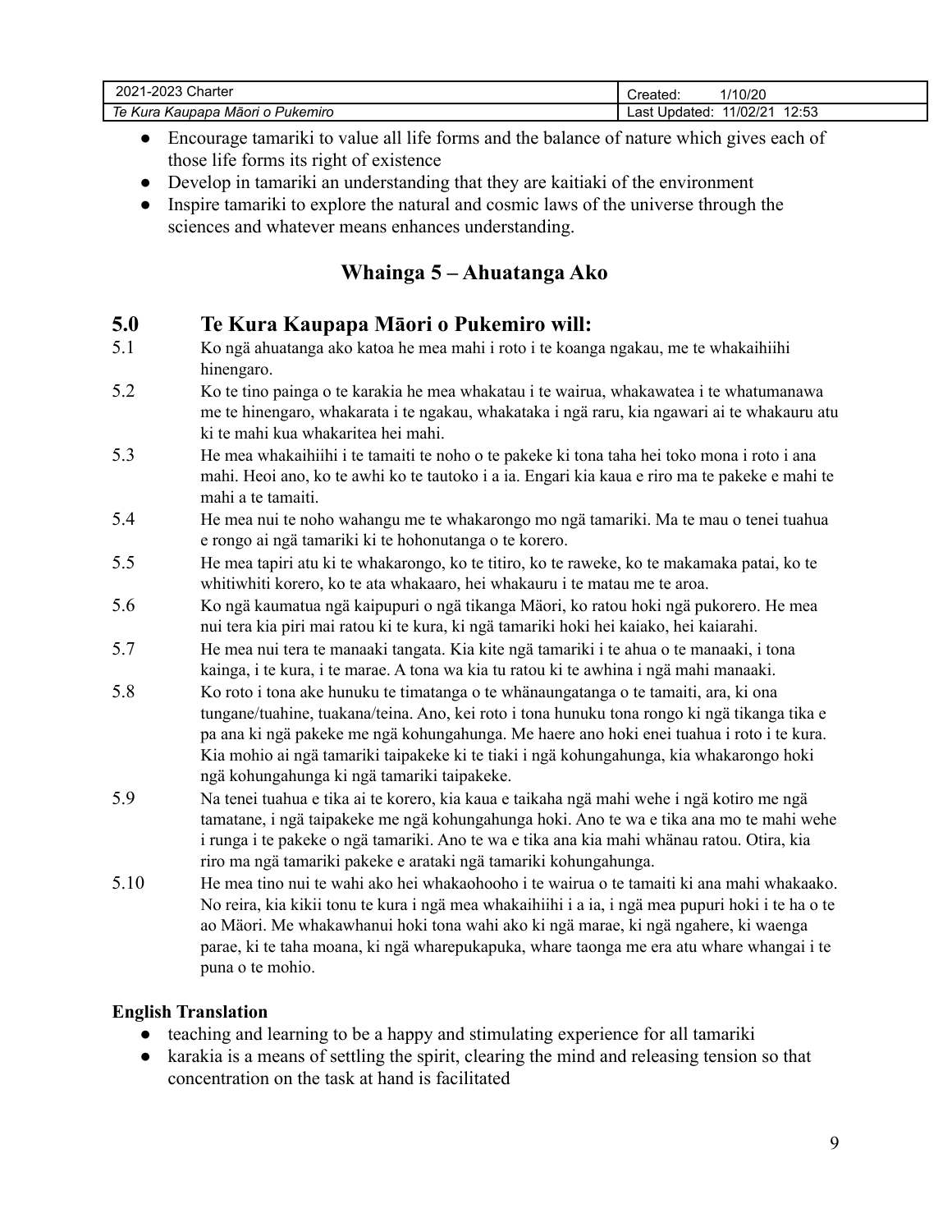- Encourage tamariki to value all life forms and the balance of nature which gives each of those life forms its right of existence
- Develop in tamariki an understanding that they are kaitiaki of the environment
- Inspire tamariki to explore the natural and cosmic laws of the universe through the sciences and whatever means enhances understanding.

## Whainga 5 – Ahuatanga Ako

### 5.0 Te Kura Kaupapa Māori o Pukemiro will:

5.1 Ko ngä ahuatanga ako katoa he mea mahi i roto i te koanga ngakau, me te whakaihiihi hinengaro.

5.2 Ko te tino painga o te karakia he mea whakatau i te wairua, whakawatea i te whatumanawa me te hinengaro, whakarata i te ngakau, whakataka i ngä raru, kia ngawari ai te whakauru atu ki te mahi kua whakaritea hei mahi.

5.3 He mea whakaihiihi i te tamaiti te noho o te pakeke ki tona taha hei toko mona i roto i ana mahi. Heoi ano, ko te awhi ko te tautoko i a ia. Engari kia kaua e riro ma te pakeke e mahi te mahi a te tamaiti.

5.4 He mea nui te noho wahangu me te whakarongo mo ngä tamariki. Ma te mau o tenei tuahua e rongo ai ngä tamariki ki te hohonutanga o te korero.

5.5 He mea tapiri atu ki te whakarongo, ko te titiro, ko te raweke, ko te makamaka patai, ko te whitiwhiti korero, ko te ata whakaaro, hei whakauru i te matau me te aroa.

5.6 Ko ngä kaumatua ngä kaipupuri o ngä tikanga Mäori, ko ratou hoki ngä pukorero. He mea nui tera kia piri mai ratou ki te kura, ki ngä tamariki hoki hei kaiako, hei kaiarahi.

5.7 He mea nui tera te manaaki tangata. Kia kite ngä tamariki i te ahua o te manaaki, i tona kainga, i te kura, i te marae. A tona wa kia tu ratou ki te awhina i ngä mahi manaaki.

5.8 Ko roto i tona ake hunuku te timatanga o te whänaungatanga o te tamaiti, ara, ki ona tungane/tuahine, tuakana/teina. Ano, kei roto i tona hunuku tona rongo ki ngä tikanga tika e pa ana ki ngä pakeke me ngä kohungahunga. Me haere ano hoki enei tuahua i roto i te kura. Kia mohio ai ngä tamariki taipakeke ki te tiaki i ngä kohungahunga, kia whakarongo hoki ngä kohungahunga ki ngä tamariki taipakeke.

5.9 Na tenei tuahua e tika ai te korero, kia kaua e taikaha ngä mahi wehe i ngä kotiro me ngä tamatane, i ngä taipakeke me ngä kohungahunga hoki. Ano te wa e tika ana mo te mahi wehe i runga i te pakeke o ngä tamariki. Ano te wa e tika ana kia mahi whänau ratou. Otira, kia riro ma ngä tamariki pakeke e arataki ngä tamariki kohungahunga.

5.10 He mea tino nui te wahi ako hei whakaohooho i te wairua o te tamaiti ki ana mahi whakaako. No reira, kia kikii tonu te kura i ngä mea whakaihiihi i a ia, i ngä mea pupuri hoki i te ha o te ao Mäori. Me whakawhanui hoki tona wahi ako ki ngä marae, ki ngä ngahere, ki waenga parae, ki te taha moana, ki ngä wharepukapuka, whare taonga me era atu whare whangai i te puna o te mohio.

**English Translation**

- teaching and learning to be a happy and stimulating experience for all tamariki
- karakia is a means of settling the spirit, clearing the mind and releasing tension so that concentration on the task at hand is facilitated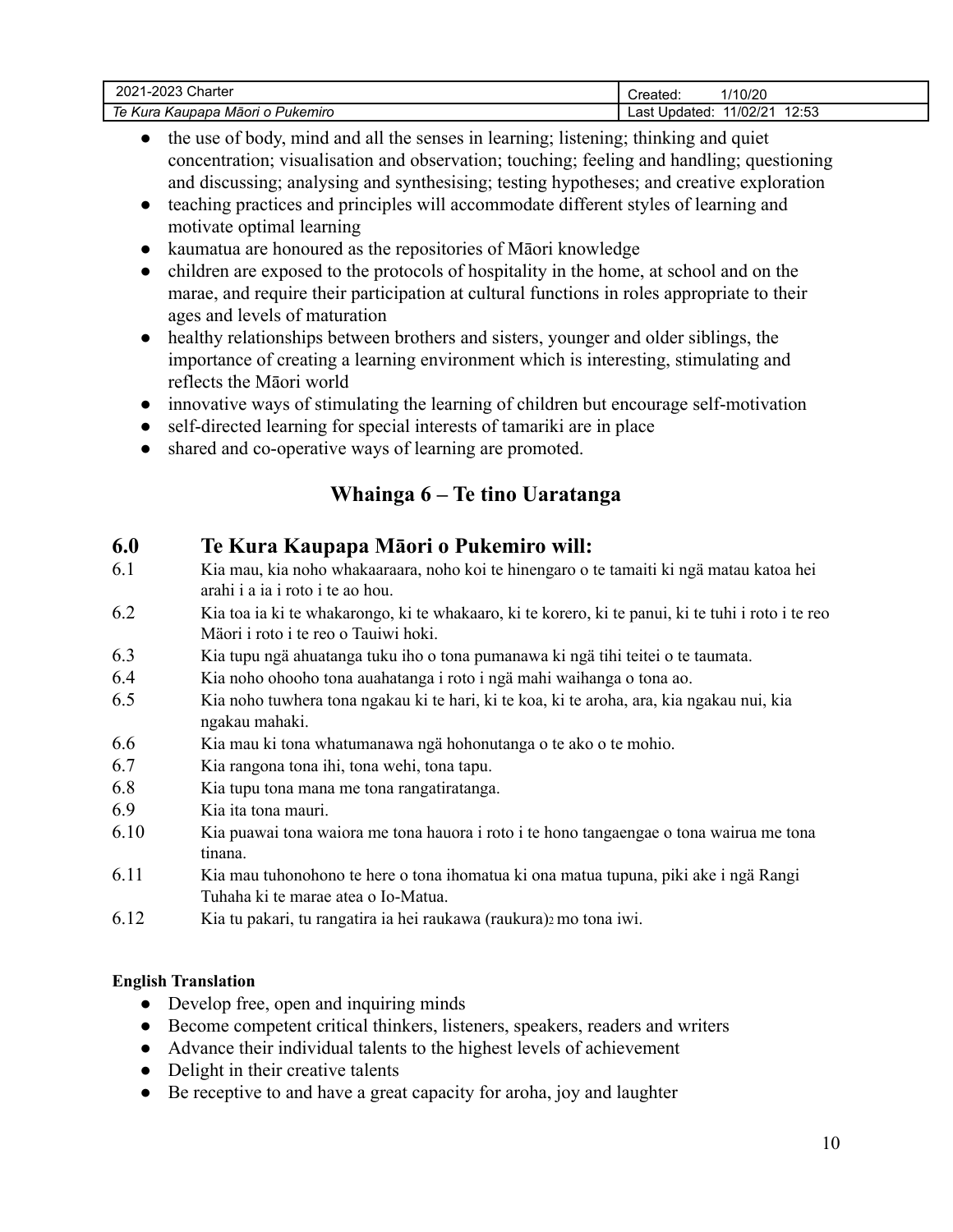- the use of body, mind and all the senses in learning; listening; thinking and quiet concentration; visualisation and observation; touching; feeling and handling; questioning and discussing; analysing and synthesising; testing hypotheses; and creative exploration
- teaching practices and principles will accommodate different styles of learning and motivate optimal learning
- kaumatua are honoured as the repositories of Māori knowledge
- children are exposed to the protocols of hospitality in the home, at school and on the marae, and require their participation at cultural functions in roles appropriate to their ages and levels of maturation
- healthy relationships between brothers and sisters, younger and older siblings, the importance of creating a learning environment which is interesting, stimulating and reflects the Māori world
- innovative ways of stimulating the learning of children but encourage self-motivation
- self-directed learning for special interests of tamariki are in place
- shared and co-operative ways of learning are promoted.

## Whainga 6 – Te tino Uaratanga

### 6.0 Te Kura Kaupapa Māori o Pukemiro will:

6.1 Kia mau, kia noho whakaaraara, noho koi te hinengaro o te tamaiti ki ngä matau katoa hei arahi i a ia i roto i te ao hou.

6.2 Kia toa ia ki te whakarongo, ki te whakaaro, ki te korero, ki te panui, ki te tuhi i roto i te reo Mäori i roto i te reo o Tauiwi hoki.

6.3 Kia tupu ngä ahuatanga tuku iho o tona pumanawa ki ngä tihi teitei o te taumata.

6.4 Kia noho ohooho tona auahatanga i roto i ngä mahi waihanga o tona ao.

6.5 Kia noho tuwhera tona ngakau ki te hari, ki te koa, ki te aroha, ara, kia ngakau nui, kia ngakau mahaki.

6.6 Kia mau ki tona whatumanawa ngä hohonutanga o te ako o te mohio.

6.7 Kia rangona tona ihi, tona wehi, tona tapu.

6.8 Kia tupu tona mana me tona rangatiratanga.

6.9 Kia ita tona mauri.

6.10 Kia puawai tona waiora me tona hauora i roto i te hono tangaengae o tona wairua me tona tinana.

6.11 Kia mau tuhonohono te here o tona ihomatua ki ona matua tupuna, piki ake i ngä Rangi Tuhaha ki te marae atea o Io-Matua.

6.12 Kia tu pakari, tu rangatira ia hei raukawa (raukura)[2] mo tona iwi.

**English Translation**

- Develop free, open and inquiring minds
- Become competent critical thinkers, listeners, speakers, readers and writers
- Advance their individual talents to the highest levels of achievement
- Delight in their creative talents
- Be receptive to and have a great capacity for aroha, joy and laughter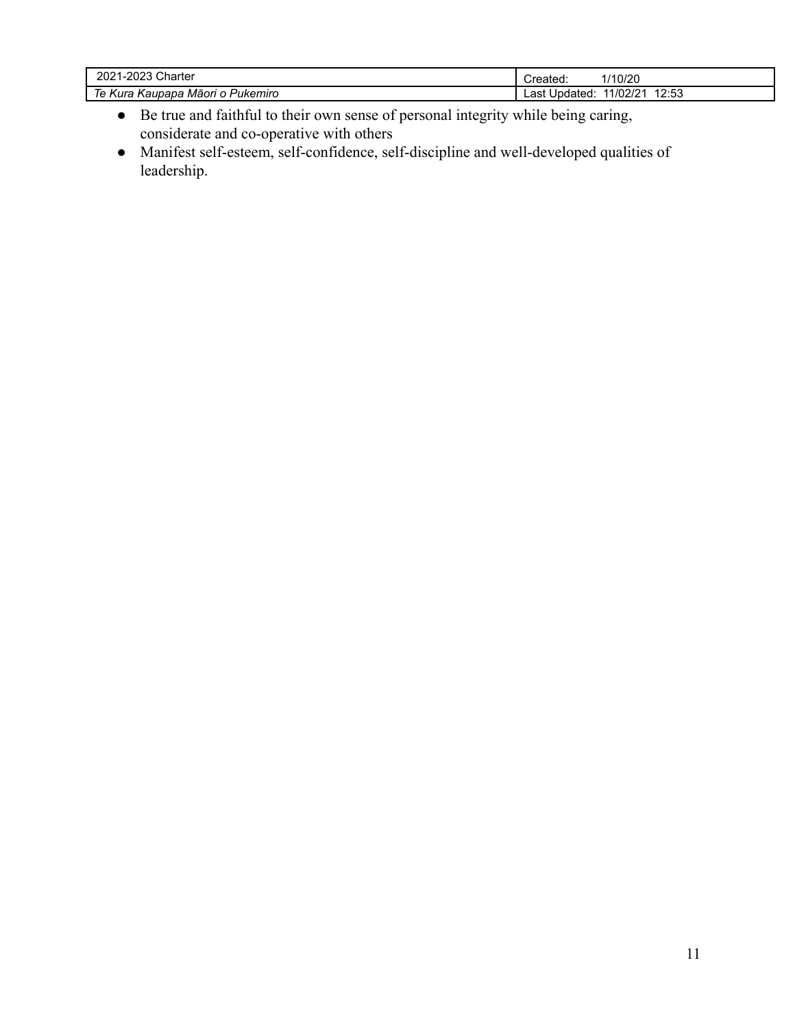- Be true and faithful to their own sense of personal integrity while being caring, considerate and co-operative with others
- Manifest self-esteem, self-confidence, self-discipline and well-developed qualities of leadership.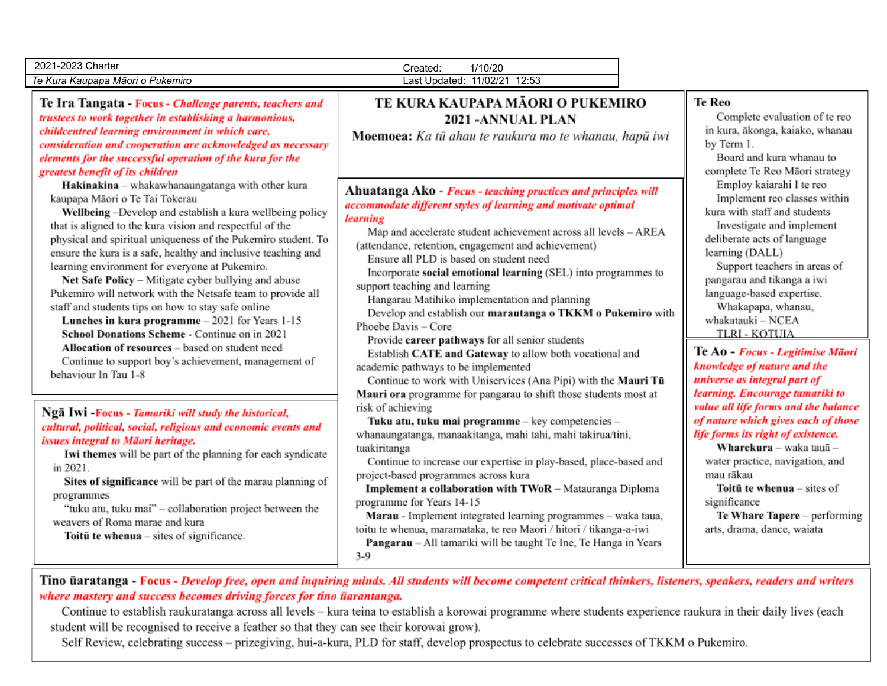| 2021-2023 Charter | Created: 1/10/20 |
|---|---|
| Te Kura Kaupapa Māori o Pukemiro | Last Updated: 11/02/21 12:53 |

# TE KURA KAUPAPA MĀORI O PUKEMIRO 2021 -ANNUAL PLAN

**Moemoea:** *Ka tū ahau te raukura mo te whanau, hapū iwi*

## Te Ira Tangata - *Focus - Challenge parents, teachers and trustees to work together in establishing a harmonious, childcentred learning environment in which care, consideration and cooperation are acknowledged as necessary elements for the successful operation of the kura for the greatest benefit of its children*

**Hakinakina** – whakawhanaungatanga with other kura kaupapa Māori o Te Tai Tokerau

**Wellbeing** –Develop and establish a kura wellbeing policy that is aligned to the kura vision and respectful of the physical and spiritual uniqueness of the Pukemiro student. To ensure the kura is a safe, healthy and inclusive teaching and learning environment for everyone at Pukemiro.

**Net Safe Policy** – Mitigate cyber bullying and abuse Pukemiro will network with the Netsafe team to provide all staff and students tips on how to stay safe online

**Lunches in kura programme** – 2021 for Years 1-15

**School Donations Scheme** - Continue on in 2021

**Allocation of resources** – based on student need

Continue to support boy's achievement, management of behaviour In Tau 1-8

## Ngā Iwi -*Focus - Tamariki will study the historical, cultural, political, social, religious and economic events and issues integral to Māori heritage.*

**Iwi themes** will be part of the planning for each syndicate in 2021.

**Sites of significance** will be part of the marau planning of programmes

"tuku atu, tuku mai" – collaboration project between the weavers of Roma marae and kura

**Toitū te whenua** – sites of significance.

## Ahuatanga Ako - *Focus - teaching practices and principles will accommodate different styles of learning and motivate optimal learning*

Map and accelerate student achievement across all levels – AREA (attendance, retention, engagement and achievement)

Ensure all PLD is based on student need

Incorporate **social emotional learning** (SEL) into programmes to support teaching and learning

Hangarau Matihiko implementation and planning

Develop and establish our **marautanga o TKKM o Pukemiro** with Phoebe Davis – Core

Provide **career pathways** for all senior students

Establish **CATE and Gateway** to allow both vocational and academic pathways to be implemented

Continue to work with Uniservices (Ana Pipi) with the **Mauri Tū Mauri ora** programme for pangarau to shift those students most at risk of achieving

**Tuku atu, tuku mai programme** – key competencies – whanaungatanga, manaakitanga, mahi tahi, mahi takirua/tini, tuakiritanga

Continue to increase our expertise in play-based, place-based and project-based programmes across kura

**Implement a collaboration with TWoR** – Matauranga Diploma programme for Years 14-15

**Marau** - Implement integrated learning programmes – waka taua, toitu te whenua, maramataka, te reo Maori / hitori / tikanga-a-iwi

**Pangarau** – All tamariki will be taught Te Ine, Te Hanga in Years 3-9

## Te Reo

Complete evaluation of te reo in kura, ākonga, kaiako, whanau by Term 1.

Board and kura whanau to complete Te Reo Māori strategy

Employ kaiarahi I te reo

Implement reo classes within kura with staff and students

Investigate and implement deliberate acts of language learning (DALL)

Support teachers in areas of pangarau and tikanga a iwi language-based expertise.

Whakapapa, whanau, whakatauki – NCEA

TLRI - KOTUIA

## Te Ao - *Focus - Legitimise Māori knowledge of nature and the universe as integral part of learning. Encourage tamariki to value all life forms and the balance of nature which gives each of those life forms its right of existence.*

**Wharekura** – waka tauā – water practice, navigation, and mau rākau

**Toitū te whenua** – sites of significance

**Te Whare Tapere** – performing arts, drama, dance, waiata

## Tino ūaratanga - *Focus - Develop free, open and inquiring minds. All students will become competent critical thinkers, listeners, speakers, readers and writers where mastery and success becomes driving forces for tino ūarantanga.*

Continue to establish raukuratanga across all levels – kura teina to establish a korowai programme where students experience raukura in their daily lives (each student will be recognised to receive a feather so that they can see their korowai grow).

Self Review, celebrating success – prizegiving, hui-a-kura, PLD for staff, develop prospectus to celebrate successes of TKKM o Pukemiro.